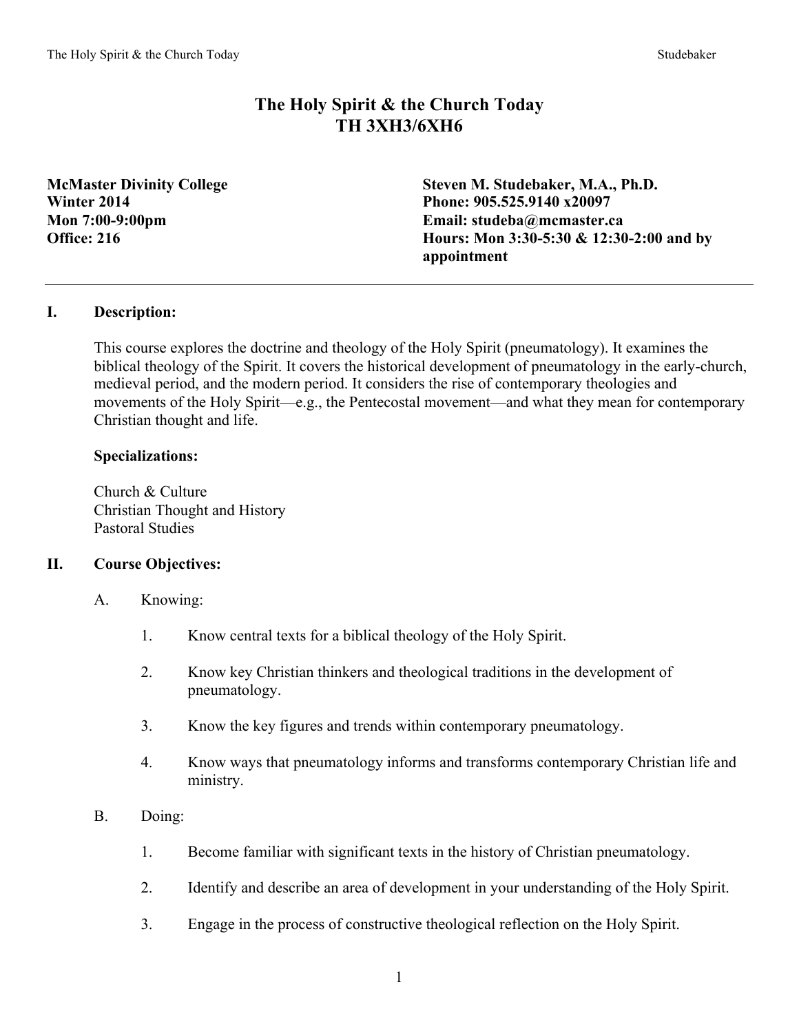# The Holy Spirit & the Church Today
# TH 3XH3/6XH6

**McMaster Divinity College**
**Winter 2014**
**Mon 7:00-9:00pm**
**Office: 216**

**Steven M. Studebaker, M.A., Ph.D.**
**Phone: 905.525.9140 x20097**
**Email: studeba@mcmaster.ca**
**Hours: Mon 3:30-5:30 & 12:30-2:00 and by appointment**

---

## I. Description:

This course explores the doctrine and theology of the Holy Spirit (pneumatology). It examines the biblical theology of the Spirit. It covers the historical development of pneumatology in the early-church, medieval period, and the modern period. It considers the rise of contemporary theologies and movements of the Holy Spirit—e.g., the Pentecostal movement—and what they mean for contemporary Christian thought and life.

**Specializations:**

Church & Culture
Christian Thought and History
Pastoral Studies

## II. Course Objectives:

A. Knowing:

1. Know central texts for a biblical theology of the Holy Spirit.
2. Know key Christian thinkers and theological traditions in the development of pneumatology.
3. Know the key figures and trends within contemporary pneumatology.
4. Know ways that pneumatology informs and transforms contemporary Christian life and ministry.

B. Doing:

1. Become familiar with significant texts in the history of Christian pneumatology.
2. Identify and describe an area of development in your understanding of the Holy Spirit.
3. Engage in the process of constructive theological reflection on the Holy Spirit.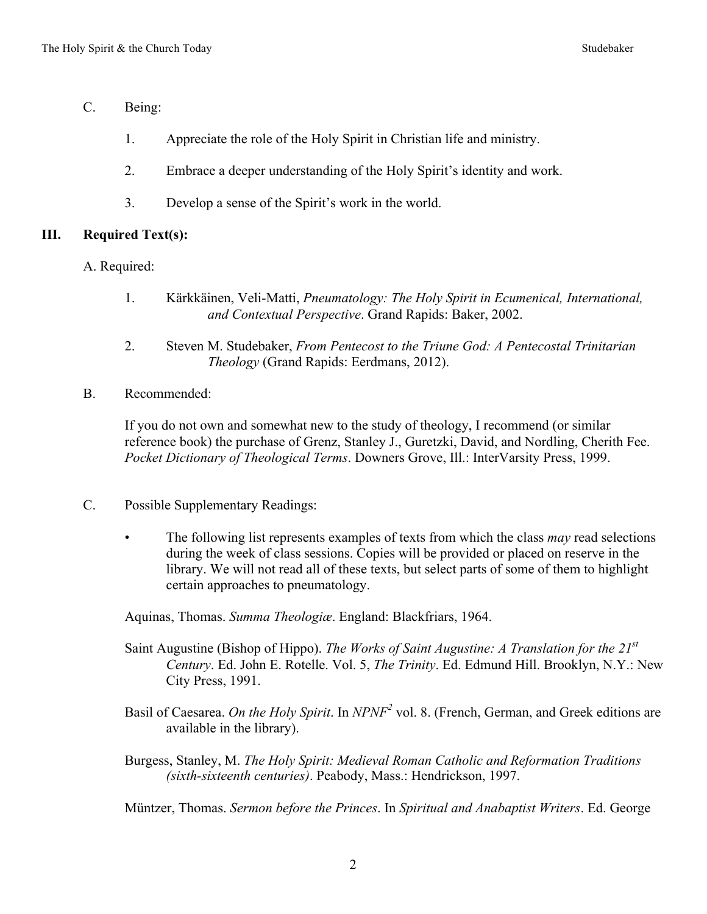C. Being:

1. Appreciate the role of the Holy Spirit in Christian life and ministry.

2. Embrace a deeper understanding of the Holy Spirit's identity and work.

3. Develop a sense of the Spirit's work in the world.

## III. Required Text(s):

A. Required:

1. Kärkkäinen, Veli-Matti, *Pneumatology: The Holy Spirit in Ecumenical, International, and Contextual Perspective*. Grand Rapids: Baker, 2002.

2. Steven M. Studebaker, *From Pentecost to the Triune God: A Pentecostal Trinitarian Theology* (Grand Rapids: Eerdmans, 2012).

B. Recommended:

If you do not own and somewhat new to the study of theology, I recommend (or similar reference book) the purchase of Grenz, Stanley J., Guretzki, David, and Nordling, Cherith Fee. *Pocket Dictionary of Theological Terms*. Downers Grove, Ill.: InterVarsity Press, 1999.

C. Possible Supplementary Readings:

- The following list represents examples of texts from which the class *may* read selections during the week of class sessions. Copies will be provided or placed on reserve in the library. We will not read all of these texts, but select parts of some of them to highlight certain approaches to pneumatology.

Aquinas, Thomas. *Summa Theologiæ*. England: Blackfriars, 1964.

Saint Augustine (Bishop of Hippo). *The Works of Saint Augustine: A Translation for the 21st Century*. Ed. John E. Rotelle. Vol. 5, *The Trinity*. Ed. Edmund Hill. Brooklyn, N.Y.: New City Press, 1991.

Basil of Caesarea. *On the Holy Spirit*. In *NPNF*$^2$ vol. 8. (French, German, and Greek editions are available in the library).

Burgess, Stanley, M. *The Holy Spirit: Medieval Roman Catholic and Reformation Traditions (sixth-sixteenth centuries)*. Peabody, Mass.: Hendrickson, 1997.

Müntzer, Thomas. *Sermon before the Princes*. In *Spiritual and Anabaptist Writers*. Ed. George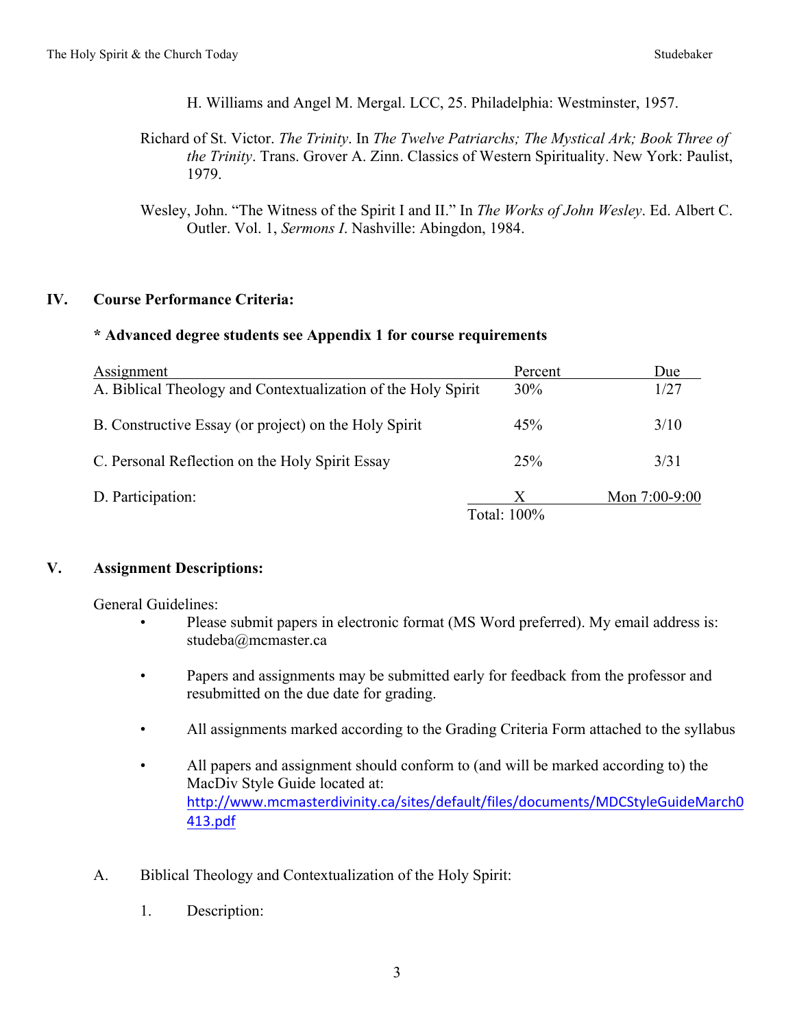H. Williams and Angel M. Mergal. LCC, 25. Philadelphia: Westminster, 1957.

Richard of St. Victor. *The Trinity*. In *The Twelve Patriarchs; The Mystical Ark; Book Three of the Trinity*. Trans. Grover A. Zinn. Classics of Western Spirituality. New York: Paulist, 1979.

Wesley, John. "The Witness of the Spirit I and II." In *The Works of John Wesley*. Ed. Albert C. Outler. Vol. 1, *Sermons I*. Nashville: Abingdon, 1984.

## IV. Course Performance Criteria:

**\* Advanced degree students see Appendix 1 for course requirements**

| Assignment | Percent | Due |
|---|---|---|
| A. Biblical Theology and Contextualization of the Holy Spirit | 30% | 1/27 |
| B. Constructive Essay (or project) on the Holy Spirit | 45% | 3/10 |
| C. Personal Reflection on the Holy Spirit Essay | 25% | 3/31 |
| D. Participation: | X | Mon 7:00-9:00 |
| | Total: 100% | |

## V. Assignment Descriptions:

General Guidelines:

- Please submit papers in electronic format (MS Word preferred). My email address is: studeba@mcmaster.ca
- Papers and assignments may be submitted early for feedback from the professor and resubmitted on the due date for grading.
- All assignments marked according to the Grading Criteria Form attached to the syllabus
- All papers and assignment should conform to (and will be marked according to) the MacDiv Style Guide located at: http://www.mcmasterdivinity.ca/sites/default/files/documents/MDCStyleGuideMarch0413.pdf

A. Biblical Theology and Contextualization of the Holy Spirit:

1. Description: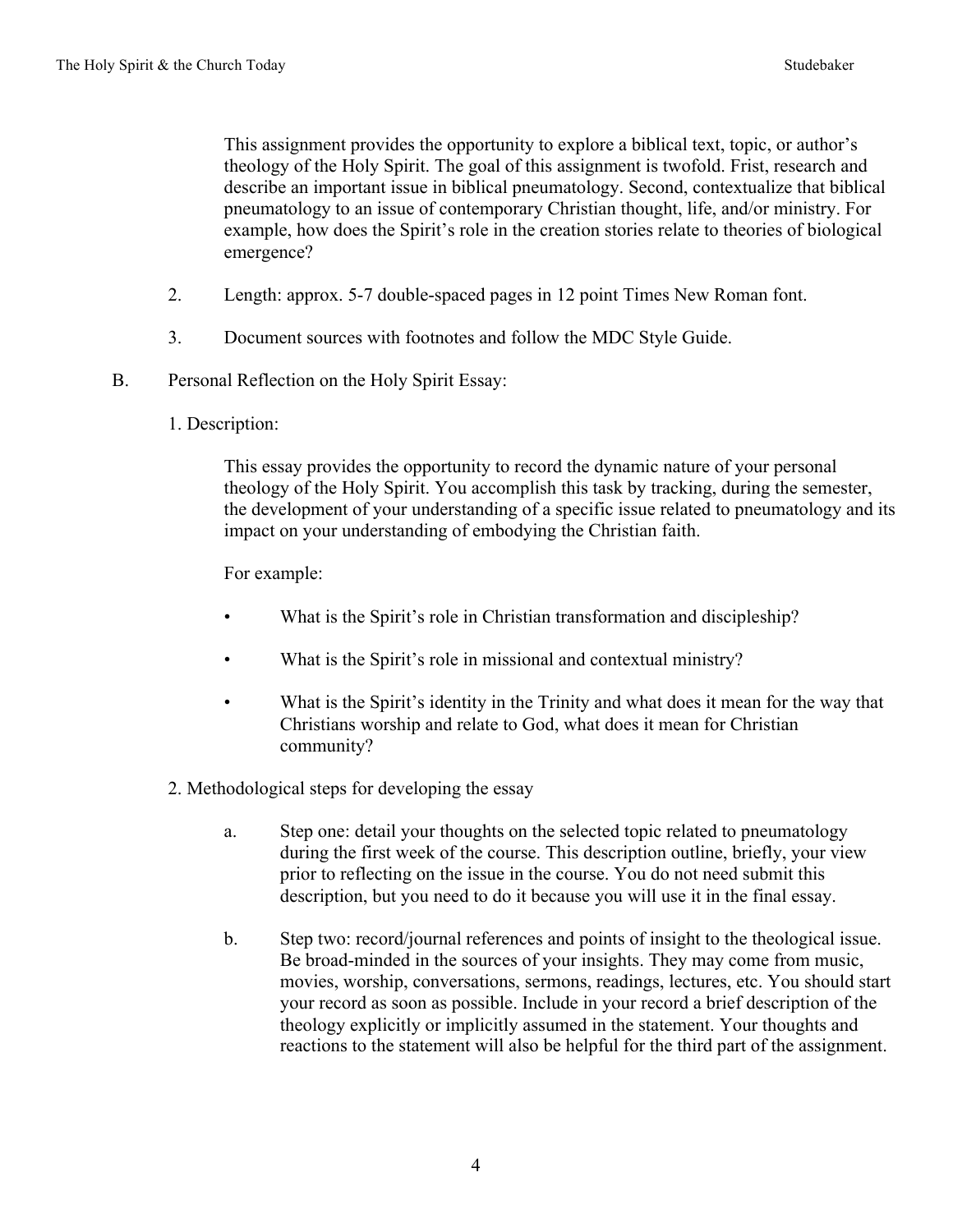This assignment provides the opportunity to explore a biblical text, topic, or author's theology of the Holy Spirit. The goal of this assignment is twofold. Frist, research and describe an important issue in biblical pneumatology. Second, contextualize that biblical pneumatology to an issue of contemporary Christian thought, life, and/or ministry. For example, how does the Spirit's role in the creation stories relate to theories of biological emergence?

2. Length: approx. 5-7 double-spaced pages in 12 point Times New Roman font.

3. Document sources with footnotes and follow the MDC Style Guide.

B. Personal Reflection on the Holy Spirit Essay:

1. Description:

This essay provides the opportunity to record the dynamic nature of your personal theology of the Holy Spirit. You accomplish this task by tracking, during the semester, the development of your understanding of a specific issue related to pneumatology and its impact on your understanding of embodying the Christian faith.

For example:

- What is the Spirit's role in Christian transformation and discipleship?
- What is the Spirit's role in missional and contextual ministry?
- What is the Spirit's identity in the Trinity and what does it mean for the way that Christians worship and relate to God, what does it mean for Christian community?

2. Methodological steps for developing the essay

a. Step one: detail your thoughts on the selected topic related to pneumatology during the first week of the course. This description outline, briefly, your view prior to reflecting on the issue in the course. You do not need submit this description, but you need to do it because you will use it in the final essay.

b. Step two: record/journal references and points of insight to the theological issue. Be broad-minded in the sources of your insights. They may come from music, movies, worship, conversations, sermons, readings, lectures, etc. You should start your record as soon as possible. Include in your record a brief description of the theology explicitly or implicitly assumed in the statement. Your thoughts and reactions to the statement will also be helpful for the third part of the assignment.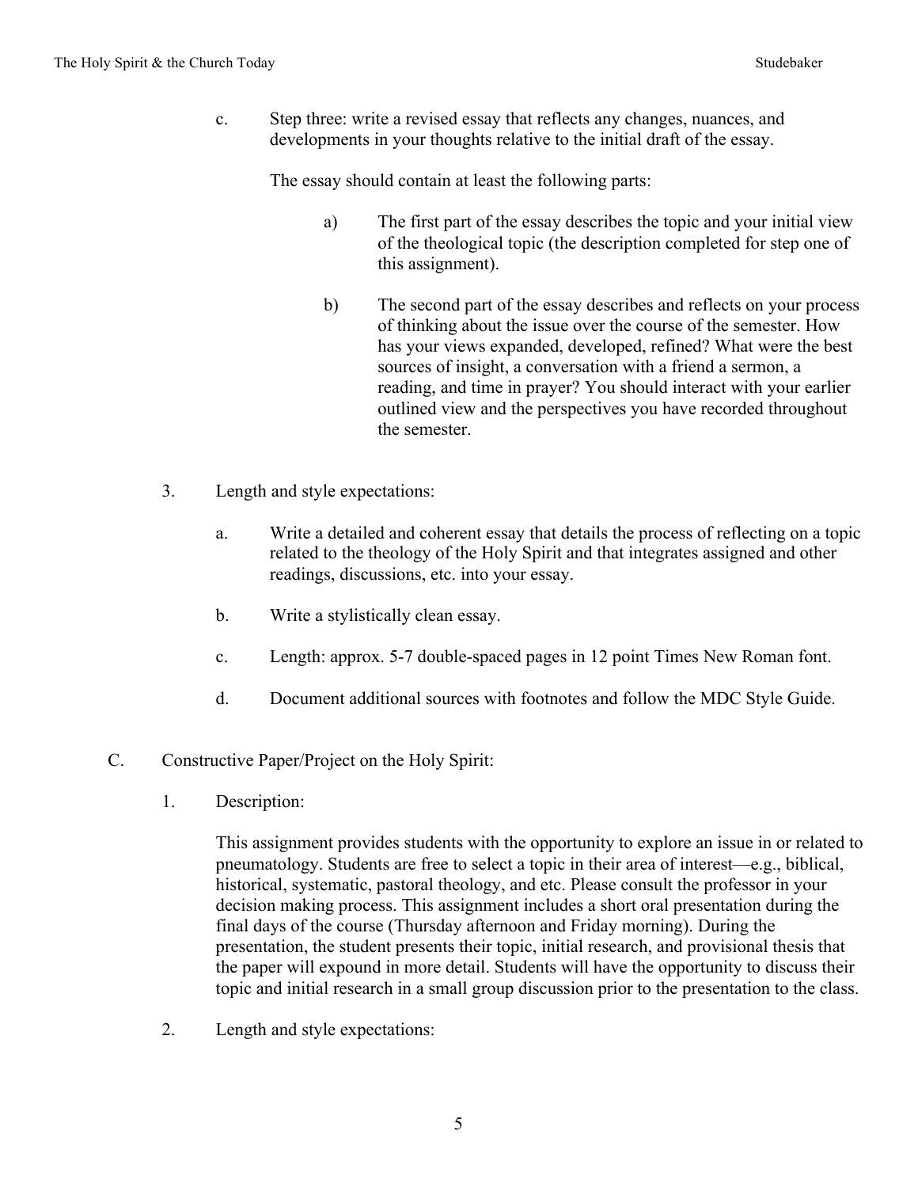c. Step three: write a revised essay that reflects any changes, nuances, and developments in your thoughts relative to the initial draft of the essay.

   The essay should contain at least the following parts:

   a) The first part of the essay describes the topic and your initial view of the theological topic (the description completed for step one of this assignment).

   b) The second part of the essay describes and reflects on your process of thinking about the issue over the course of the semester. How has your views expanded, developed, refined? What were the best sources of insight, a conversation with a friend a sermon, a reading, and time in prayer? You should interact with your earlier outlined view and the perspectives you have recorded throughout the semester.

3. Length and style expectations:

   a. Write a detailed and coherent essay that details the process of reflecting on a topic related to the theology of the Holy Spirit and that integrates assigned and other readings, discussions, etc. into your essay.

   b. Write a stylistically clean essay.

   c. Length: approx. 5-7 double-spaced pages in 12 point Times New Roman font.

   d. Document additional sources with footnotes and follow the MDC Style Guide.

C. Constructive Paper/Project on the Holy Spirit:

1. Description:

   This assignment provides students with the opportunity to explore an issue in or related to pneumatology. Students are free to select a topic in their area of interest—e.g., biblical, historical, systematic, pastoral theology, and etc. Please consult the professor in your decision making process. This assignment includes a short oral presentation during the final days of the course (Thursday afternoon and Friday morning). During the presentation, the student presents their topic, initial research, and provisional thesis that the paper will expound in more detail. Students will have the opportunity to discuss their topic and initial research in a small group discussion prior to the presentation to the class.

2. Length and style expectations: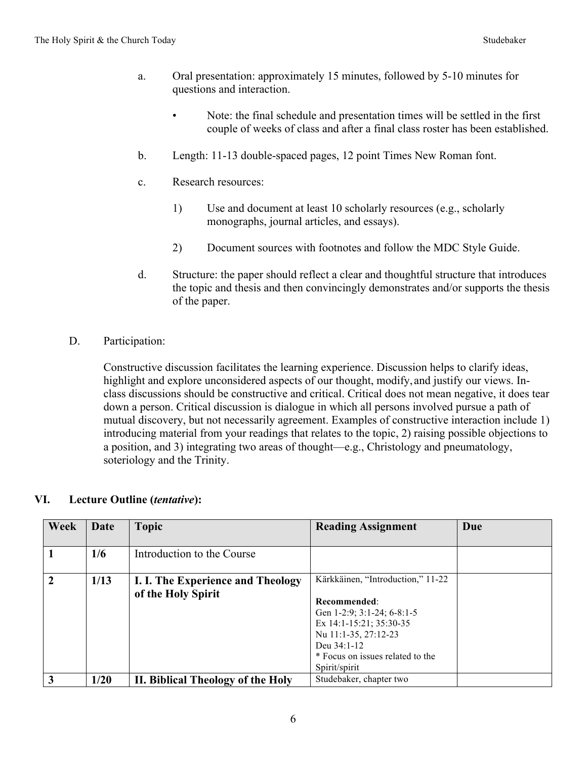a. Oral presentation: approximately 15 minutes, followed by 5-10 minutes for questions and interaction.

   - Note: the final schedule and presentation times will be settled in the first couple of weeks of class and after a final class roster has been established.

b. Length: 11-13 double-spaced pages, 12 point Times New Roman font.

c. Research resources:

   1) Use and document at least 10 scholarly resources (e.g., scholarly monographs, journal articles, and essays).

   2) Document sources with footnotes and follow the MDC Style Guide.

d. Structure: the paper should reflect a clear and thoughtful structure that introduces the topic and thesis and then convincingly demonstrates and/or supports the thesis of the paper.

D. Participation:

Constructive discussion facilitates the learning experience. Discussion helps to clarify ideas, highlight and explore unconsidered aspects of our thought, modify, and justify our views. In-class discussions should be constructive and critical. Critical does not mean negative, it does tear down a person. Critical discussion is dialogue in which all persons involved pursue a path of mutual discovery, but not necessarily agreement. Examples of constructive interaction include 1) introducing material from your readings that relates to the topic, 2) raising possible objections to a position, and 3) integrating two areas of thought—e.g., Christology and pneumatology, soteriology and the Trinity.

## VI. Lecture Outline (*tentative*):

| Week | Date | Topic | Reading Assignment | Due |
|---|---|---|---|---|
| 1 | 1/6 | Introduction to the Course | | |
| 2 | 1/13 | **I. I. The Experience and Theology of the Holy Spirit** | Kärkkäinen, "Introduction," 11-22<br><br>**Recommended**:<br>Gen 1-2:9; 3:1-24; 6-8:1-5<br>Ex 14:1-15:21; 35:30-35<br>Nu 11:1-35, 27:12-23<br>Deu 34:1-12<br>* Focus on issues related to the Spirit/spirit | |
| 3 | 1/20 | **II. Biblical Theology of the Holy** | Studebaker, chapter two | |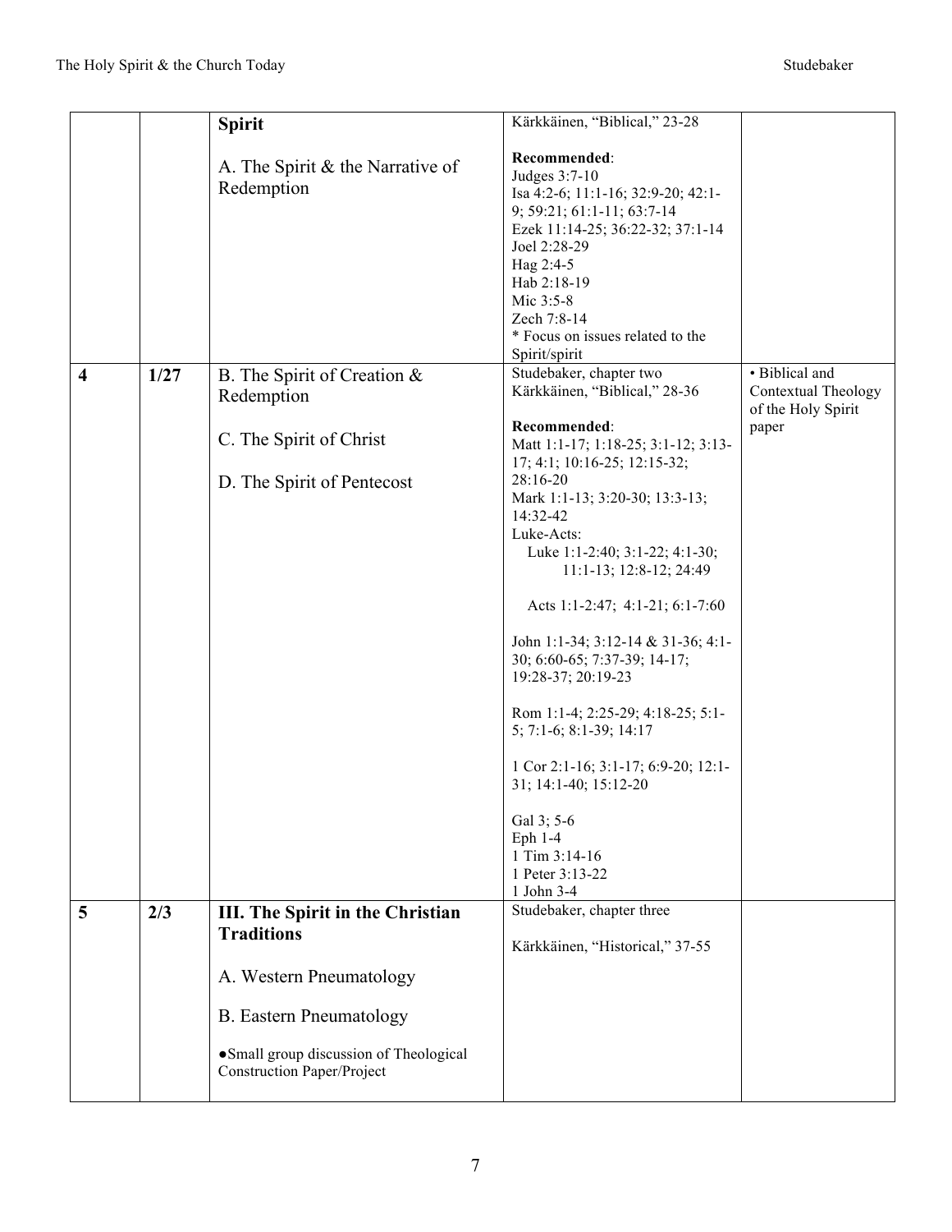| | | | | |
|---|---|---|---|---|
| | | **Spirit**<br><br>A. The Spirit & the Narrative of Redemption | Kärkkäinen, "Biblical," 23-28<br><br>**Recommended**:<br>Judges 3:7-10<br>Isa 4:2-6; 11:1-16; 32:9-20; 42:1-9; 59:21; 61:1-11; 63:7-14<br>Ezek 11:14-25; 36:22-32; 37:1-14<br>Joel 2:28-29<br>Hag 2:4-5<br>Hab 2:18-19<br>Mic 3:5-8<br>Zech 7:8-14<br>* Focus on issues related to the Spirit/spirit | |
| **4** | **1/27** | B. The Spirit of Creation & Redemption<br><br>C. The Spirit of Christ<br><br>D. The Spirit of Pentecost | Studebaker, chapter two<br>Kärkkäinen, "Biblical," 28-36<br><br>**Recommended**:<br>Matt 1:1-17; 1:18-25; 3:1-12; 3:13-17; 4:1; 10:16-25; 12:15-32; 28:16-20<br>Mark 1:1-13; 3:20-30; 13:3-13; 14:32-42<br>Luke-Acts:<br>Luke 1:1-2:40; 3:1-22; 4:1-30; 11:1-13; 12:8-12; 24:49<br><br>Acts 1:1-2:47; 4:1-21; 6:1-7:60<br><br>John 1:1-34; 3:12-14 & 31-36; 4:1-30; 6:60-65; 7:37-39; 14-17; 19:28-37; 20:19-23<br><br>Rom 1:1-4; 2:25-29; 4:18-25; 5:1-5; 7:1-6; 8:1-39; 14:17<br><br>1 Cor 2:1-16; 3:1-17; 6:9-20; 12:1-31; 14:1-40; 15:12-20<br><br>Gal 3; 5-6<br>Eph 1-4<br>1 Tim 3:14-16<br>1 Peter 3:13-22<br>1 John 3-4 | • Biblical and Contextual Theology of the Holy Spirit paper |
| **5** | **2/3** | **III. The Spirit in the Christian Traditions**<br><br>A. Western Pneumatology<br><br>B. Eastern Pneumatology<br><br>• Small group discussion of Theological Construction Paper/Project | Studebaker, chapter three<br><br>Kärkkäinen, "Historical," 37-55 | |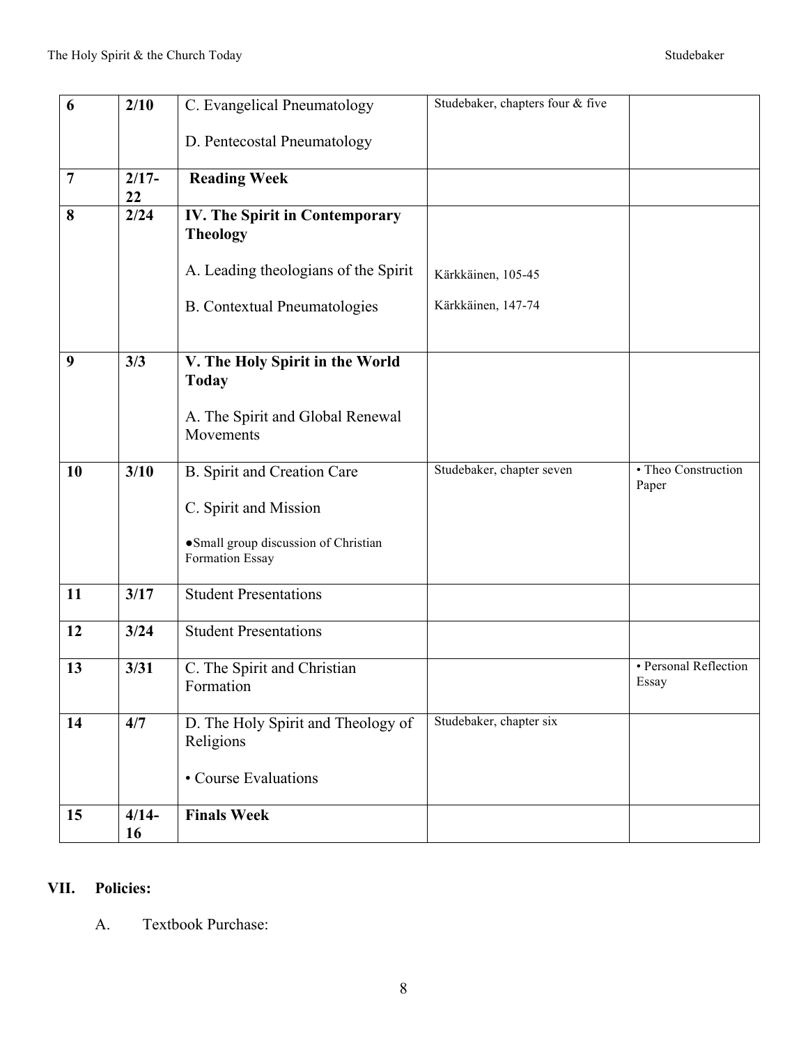| 6 | 2/10 | C. Evangelical Pneumatology<br><br>D. Pentecostal Pneumatology | Studebaker, chapters four & five | |
|---|---|---|---|---|
| 7 | 2/17-22 | **Reading Week** | | |
| 8 | 2/24 | **IV. The Spirit in Contemporary Theology**<br><br>A. Leading theologians of the Spirit<br><br>B. Contextual Pneumatologies | <br><br>Kärkkäinen, 105-45<br><br>Kärkkäinen, 147-74 | |
| 9 | 3/3 | **V. The Holy Spirit in the World Today**<br><br>A. The Spirit and Global Renewal Movements | | |
| 10 | 3/10 | B. Spirit and Creation Care<br><br>C. Spirit and Mission<br><br>●Small group discussion of Christian Formation Essay | Studebaker, chapter seven | • Theo Construction Paper |
| 11 | 3/17 | Student Presentations | | |
| 12 | 3/24 | Student Presentations | | |
| 13 | 3/31 | C. The Spirit and Christian Formation | | • Personal Reflection Essay |
| 14 | 4/7 | D. The Holy Spirit and Theology of Religions<br><br>• Course Evaluations | Studebaker, chapter six | |
| 15 | 4/14-16 | **Finals Week** | | |

## VII. Policies:

A. Textbook Purchase: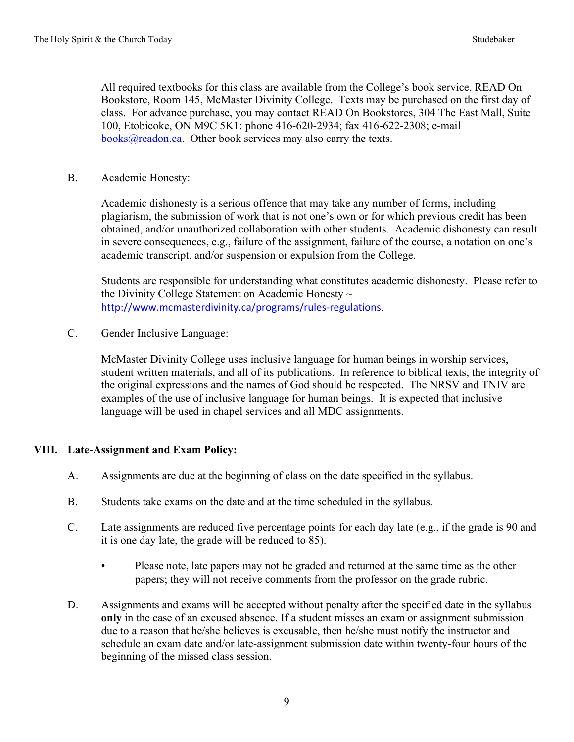All required textbooks for this class are available from the College's book service, READ On Bookstore, Room 145, McMaster Divinity College. Texts may be purchased on the first day of class. For advance purchase, you may contact READ On Bookstores, 304 The East Mall, Suite 100, Etobicoke, ON M9C 5K1: phone 416-620-2934; fax 416-622-2308; e-mail books@readon.ca. Other book services may also carry the texts.

B. Academic Honesty:

Academic dishonesty is a serious offence that may take any number of forms, including plagiarism, the submission of work that is not one's own or for which previous credit has been obtained, and/or unauthorized collaboration with other students. Academic dishonesty can result in severe consequences, e.g., failure of the assignment, failure of the course, a notation on one's academic transcript, and/or suspension or expulsion from the College.

Students are responsible for understanding what constitutes academic dishonesty. Please refer to the Divinity College Statement on Academic Honesty ~ http://www.mcmasterdivinity.ca/programs/rules-regulations.

C. Gender Inclusive Language:

McMaster Divinity College uses inclusive language for human beings in worship services, student written materials, and all of its publications. In reference to biblical texts, the integrity of the original expressions and the names of God should be respected. The NRSV and TNIV are examples of the use of inclusive language for human beings. It is expected that inclusive language will be used in chapel services and all MDC assignments.

## VIII. Late-Assignment and Exam Policy:

A. Assignments are due at the beginning of class on the date specified in the syllabus.

B. Students take exams on the date and at the time scheduled in the syllabus.

C. Late assignments are reduced five percentage points for each day late (e.g., if the grade is 90 and it is one day late, the grade will be reduced to 85).

- Please note, late papers may not be graded and returned at the same time as the other papers; they will not receive comments from the professor on the grade rubric.

D. Assignments and exams will be accepted without penalty after the specified date in the syllabus **only** in the case of an excused absence. If a student misses an exam or assignment submission due to a reason that he/she believes is excusable, then he/she must notify the instructor and schedule an exam date and/or late-assignment submission date within twenty-four hours of the beginning of the missed class session.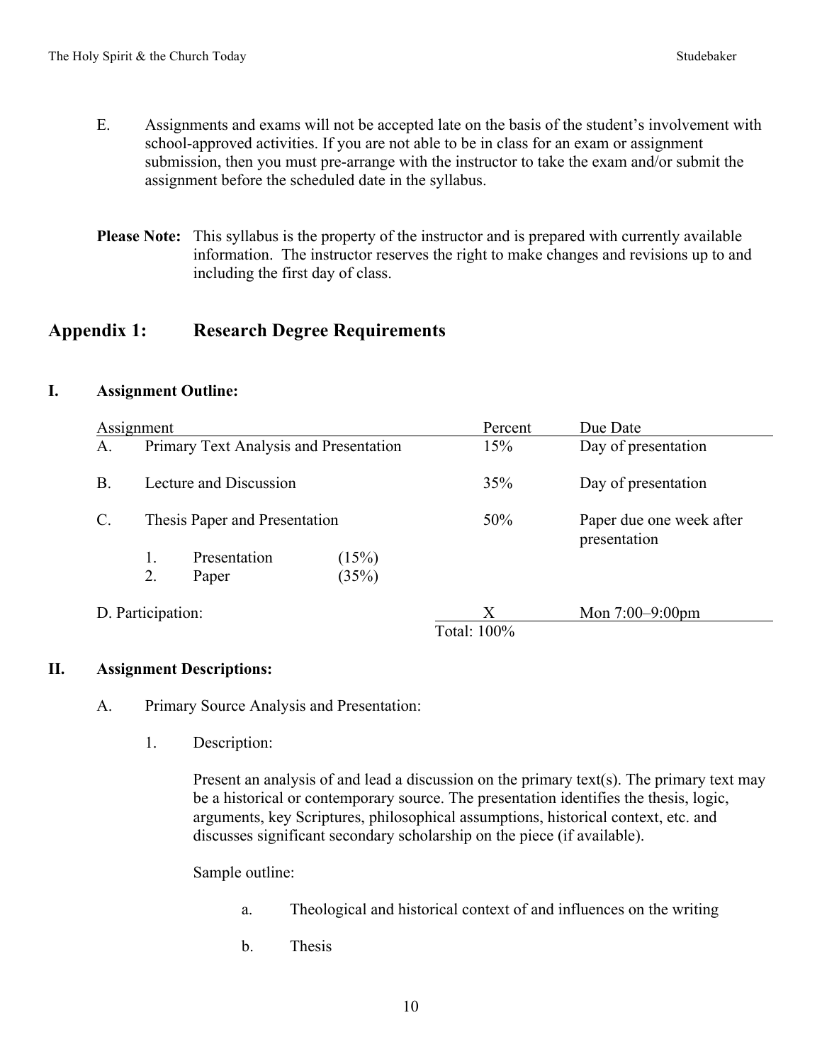E. Assignments and exams will not be accepted late on the basis of the student's involvement with school-approved activities. If you are not able to be in class for an exam or assignment submission, then you must pre-arrange with the instructor to take the exam and/or submit the assignment before the scheduled date in the syllabus.

**Please Note:** This syllabus is the property of the instructor and is prepared with currently available information. The instructor reserves the right to make changes and revisions up to and including the first day of class.

## Appendix 1: Research Degree Requirements

### I. Assignment Outline:

| Assignment | | Percent | Due Date |
|---|---|---|---|
| A. | Primary Text Analysis and Presentation | 15% | Day of presentation |
| B. | Lecture and Discussion | 35% | Day of presentation |
| C. | Thesis Paper and Presentation | 50% | Paper due one week after presentation |
| | 1. Presentation (15%) | | |
| | 2. Paper (35%) | | |
| D. Participation: | | X | Mon 7:00–9:00pm |
| | | Total: 100% | |

### II. Assignment Descriptions:

A. Primary Source Analysis and Presentation:

1. Description:

Present an analysis of and lead a discussion on the primary text(s). The primary text may be a historical or contemporary source. The presentation identifies the thesis, logic, arguments, key Scriptures, philosophical assumptions, historical context, etc. and discusses significant secondary scholarship on the piece (if available).

Sample outline:

a. Theological and historical context of and influences on the writing

b. Thesis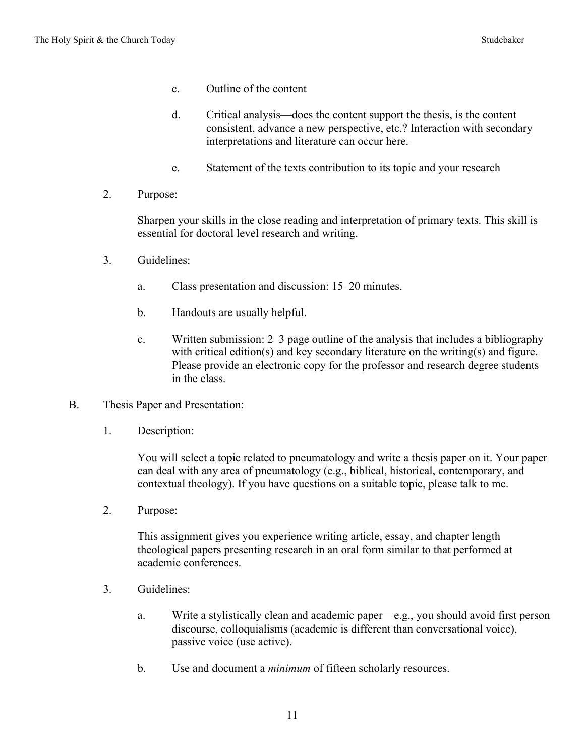c. Outline of the content

d. Critical analysis—does the content support the thesis, is the content consistent, advance a new perspective, etc.? Interaction with secondary interpretations and literature can occur here.

e. Statement of the texts contribution to its topic and your research

2. Purpose:

Sharpen your skills in the close reading and interpretation of primary texts. This skill is essential for doctoral level research and writing.

3. Guidelines:

a. Class presentation and discussion: 15–20 minutes.

b. Handouts are usually helpful.

c. Written submission: 2–3 page outline of the analysis that includes a bibliography with critical edition(s) and key secondary literature on the writing(s) and figure. Please provide an electronic copy for the professor and research degree students in the class.

B. Thesis Paper and Presentation:

1. Description:

You will select a topic related to pneumatology and write a thesis paper on it. Your paper can deal with any area of pneumatology (e.g., biblical, historical, contemporary, and contextual theology). If you have questions on a suitable topic, please talk to me.

2. Purpose:

This assignment gives you experience writing article, essay, and chapter length theological papers presenting research in an oral form similar to that performed at academic conferences.

3. Guidelines:

a. Write a stylistically clean and academic paper—e.g., you should avoid first person discourse, colloquialisms (academic is different than conversational voice), passive voice (use active).

b. Use and document a *minimum* of fifteen scholarly resources.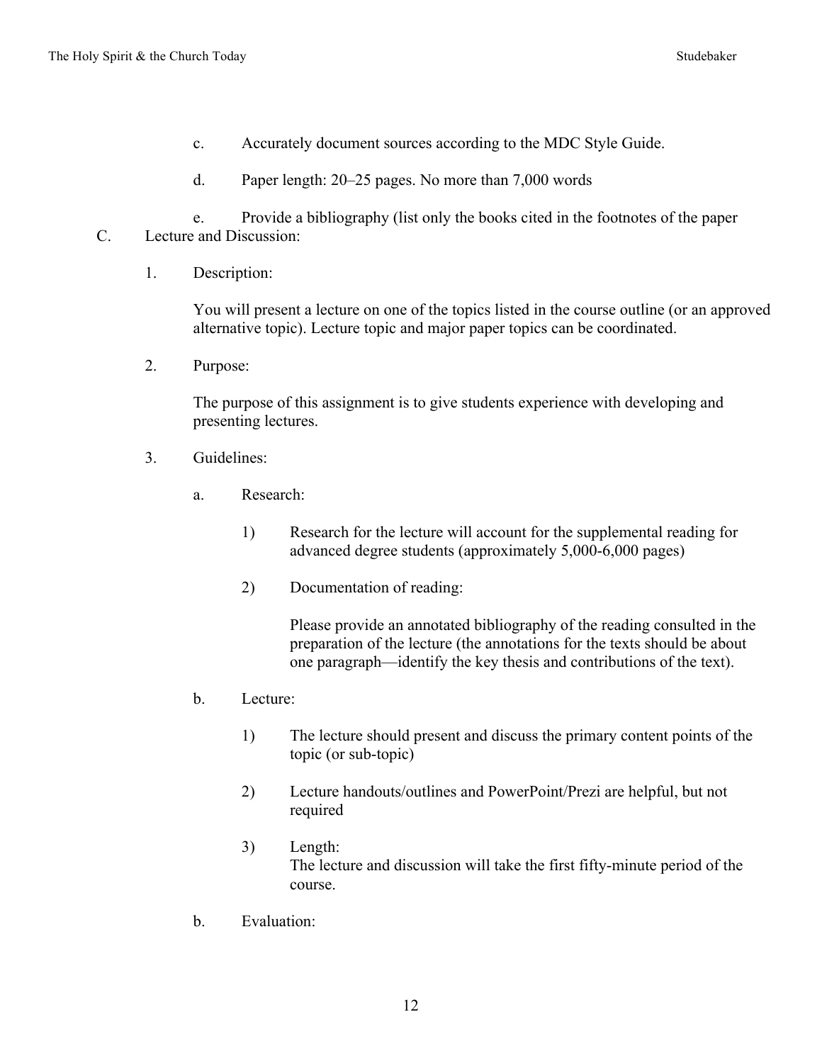c. Accurately document sources according to the MDC Style Guide.

d. Paper length: 20–25 pages. No more than 7,000 words

e. Provide a bibliography (list only the books cited in the footnotes of the paper

C. Lecture and Discussion:

1. Description:

   You will present a lecture on one of the topics listed in the course outline (or an approved alternative topic). Lecture topic and major paper topics can be coordinated.

2. Purpose:

   The purpose of this assignment is to give students experience with developing and presenting lectures.

3. Guidelines:

   a. Research:

      1) Research for the lecture will account for the supplemental reading for advanced degree students (approximately 5,000-6,000 pages)

      2) Documentation of reading:

         Please provide an annotated bibliography of the reading consulted in the preparation of the lecture (the annotations for the texts should be about one paragraph—identify the key thesis and contributions of the text).

   b. Lecture:

      1) The lecture should present and discuss the primary content points of the topic (or sub-topic)

      2) Lecture handouts/outlines and PowerPoint/Prezi are helpful, but not required

      3) Length:
         The lecture and discussion will take the first fifty-minute period of the course.

   b. Evaluation: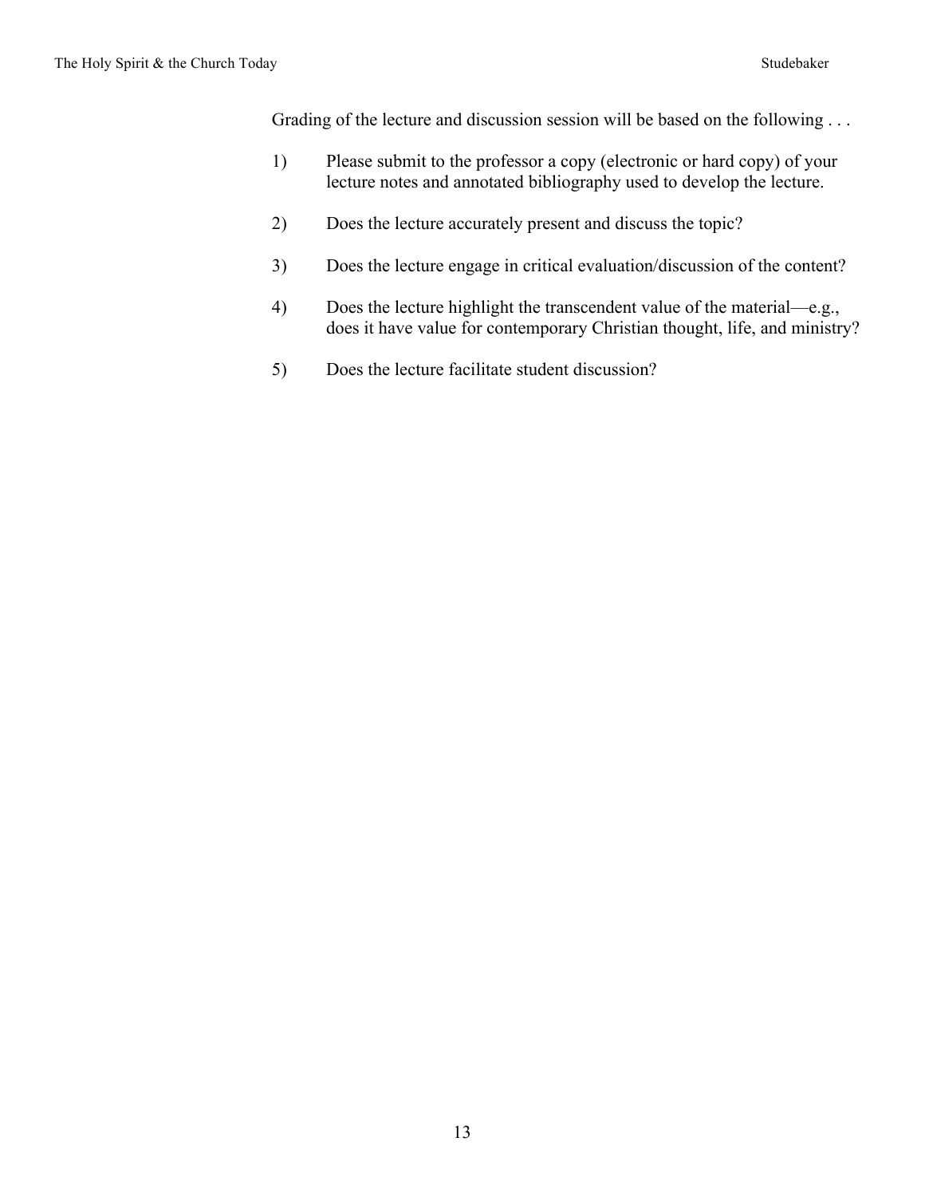Grading of the lecture and discussion session will be based on the following . . .

1) Please submit to the professor a copy (electronic or hard copy) of your lecture notes and annotated bibliography used to develop the lecture.

2) Does the lecture accurately present and discuss the topic?

3) Does the lecture engage in critical evaluation/discussion of the content?

4) Does the lecture highlight the transcendent value of the material—e.g., does it have value for contemporary Christian thought, life, and ministry?

5) Does the lecture facilitate student discussion?